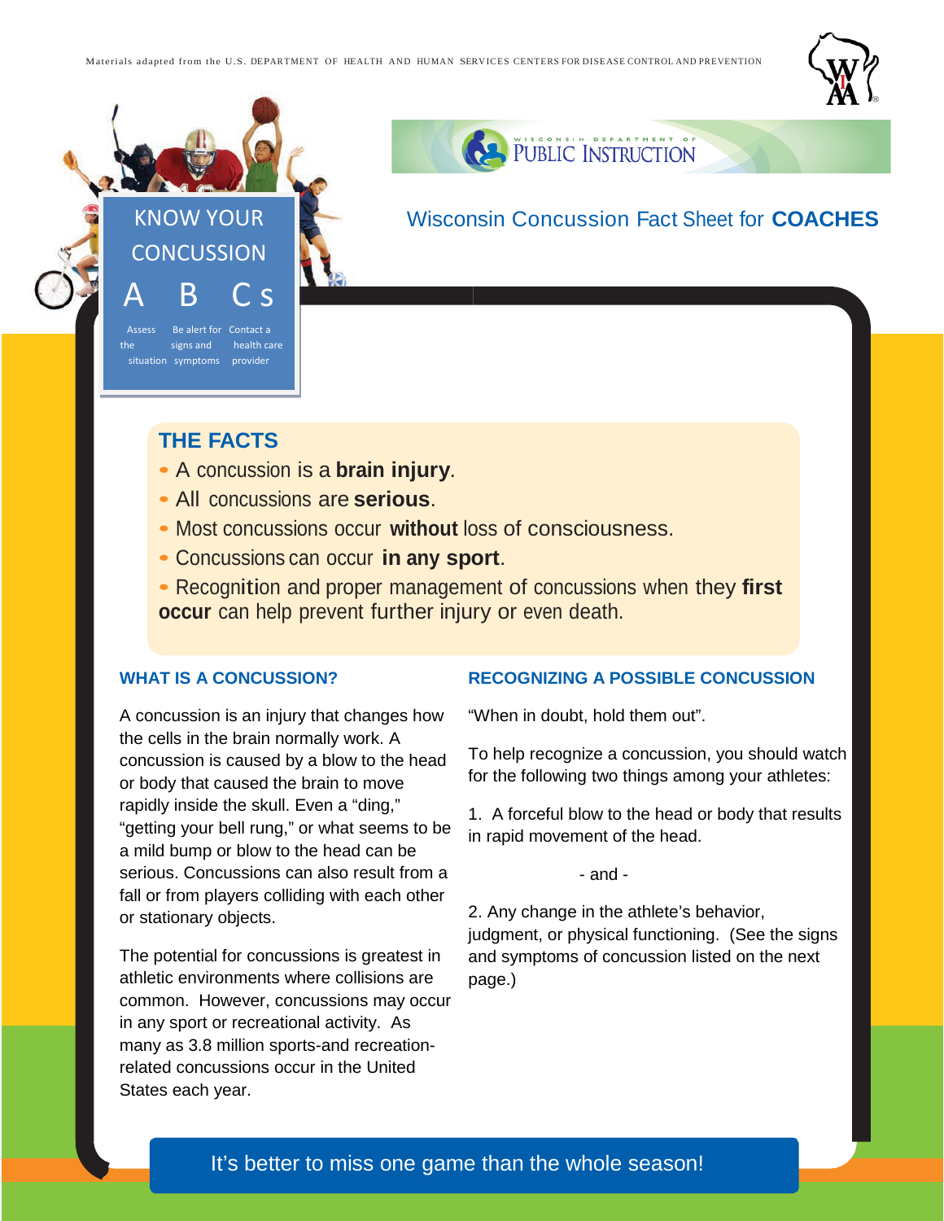Materials adapted from the U.S. DEPARTMENT OF HEALTH AND HUMAN SERVICES CENTERS FOR DISEASE CONTROL AND PREVENTION

WISCONSIN DEPARTMENT OF PUBLIC INSTRUCTION

# Wisconsin Concussion Fact Sheet for **COACHES**

**KNOW YOUR CONCUSSION**

**A B Cs**

Assess the situation | Be alert for signs and symptoms | Contact a health care provider

## THE FACTS

- A concussion is a **brain injury**.
- All concussions are **serious**.
- Most concussions occur **without** loss of consciousness.
- Concussions can occur **in any sport**.
- Recognition and proper management of concussions when they **first occur** can help prevent further injury or even death.

### WHAT IS A CONCUSSION?

A concussion is an injury that changes how the cells in the brain normally work. A concussion is caused by a blow to the head or body that caused the brain to move rapidly inside the skull. Even a "ding," "getting your bell rung," or what seems to be a mild bump or blow to the head can be serious. Concussions can also result from a fall or from players colliding with each other or stationary objects.

The potential for concussions is greatest in athletic environments where collisions are common. However, concussions may occur in any sport or recreational activity. As many as 3.8 million sports-and recreation-related concussions occur in the United States each year.

### RECOGNIZING A POSSIBLE CONCUSSION

"When in doubt, hold them out".

To help recognize a concussion, you should watch for the following two things among your athletes:

1. A forceful blow to the head or body that results in rapid movement of the head.

- and -

2. Any change in the athlete's behavior, judgment, or physical functioning. (See the signs and symptoms of concussion listed on the next page.)

It's better to miss one game than the whole season!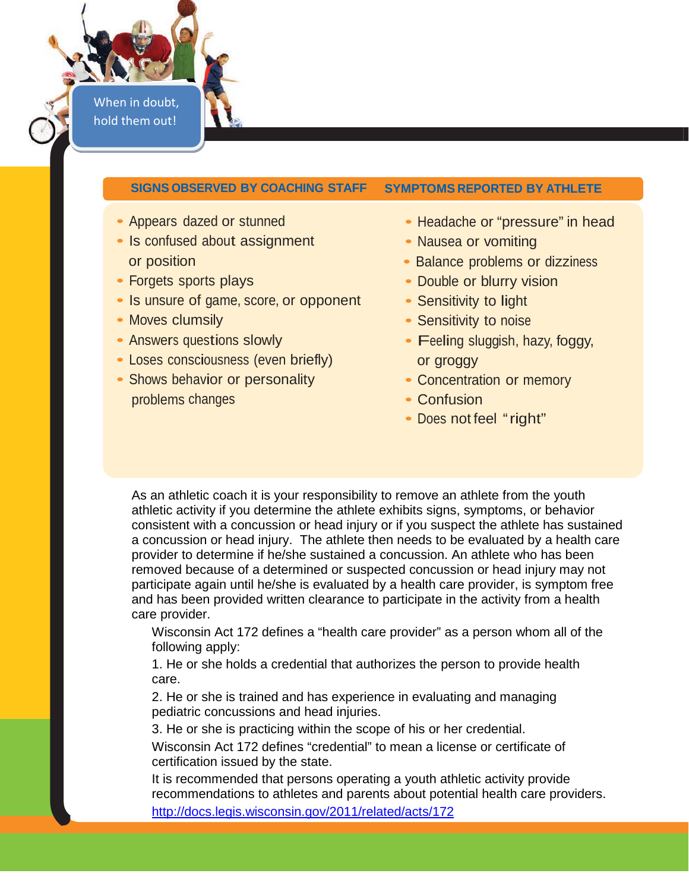When in doubt, hold them out!

| SIGNS OBSERVED BY COACHING STAFF | SYMPTOMS REPORTED BY ATHLETE |
| --- | --- |
| • Appears dazed or stunned<br>• Is confused about assignment or position<br>• Forgets sports plays<br>• Is unsure of game, score, or opponent<br>• Moves clumsily<br>• Answers questions slowly<br>• Loses consciousness (even briefly)<br>• Shows behavior or personality problems changes | • Headache or "pressure" in head<br>• Nausea or vomiting<br>• Balance problems or dizziness<br>• Double or blurry vision<br>• Sensitivity to light<br>• Sensitivity to noise<br>• Feeling sluggish, hazy, foggy, or groggy<br>• Concentration or memory<br>• Confusion<br>• Does not feel "right" |

As an athletic coach it is your responsibility to remove an athlete from the youth athletic activity if you determine the athlete exhibits signs, symptoms, or behavior consistent with a concussion or head injury or if you suspect the athlete has sustained a concussion or head injury. The athlete then needs to be evaluated by a health care provider to determine if he/she sustained a concussion. An athlete who has been removed because of a determined or suspected concussion or head injury may not participate again until he/she is evaluated by a health care provider, is symptom free and has been provided written clearance to participate in the activity from a health care provider.

Wisconsin Act 172 defines a "health care provider" as a person whom all of the following apply:

1. He or she holds a credential that authorizes the person to provide health care.
2. He or she is trained and has experience in evaluating and managing pediatric concussions and head injuries.
3. He or she is practicing within the scope of his or her credential.

Wisconsin Act 172 defines "credential" to mean a license or certificate of certification issued by the state.

It is recommended that persons operating a youth athletic activity provide recommendations to athletes and parents about potential health care providers.

http://docs.legis.wisconsin.gov/2011/related/acts/172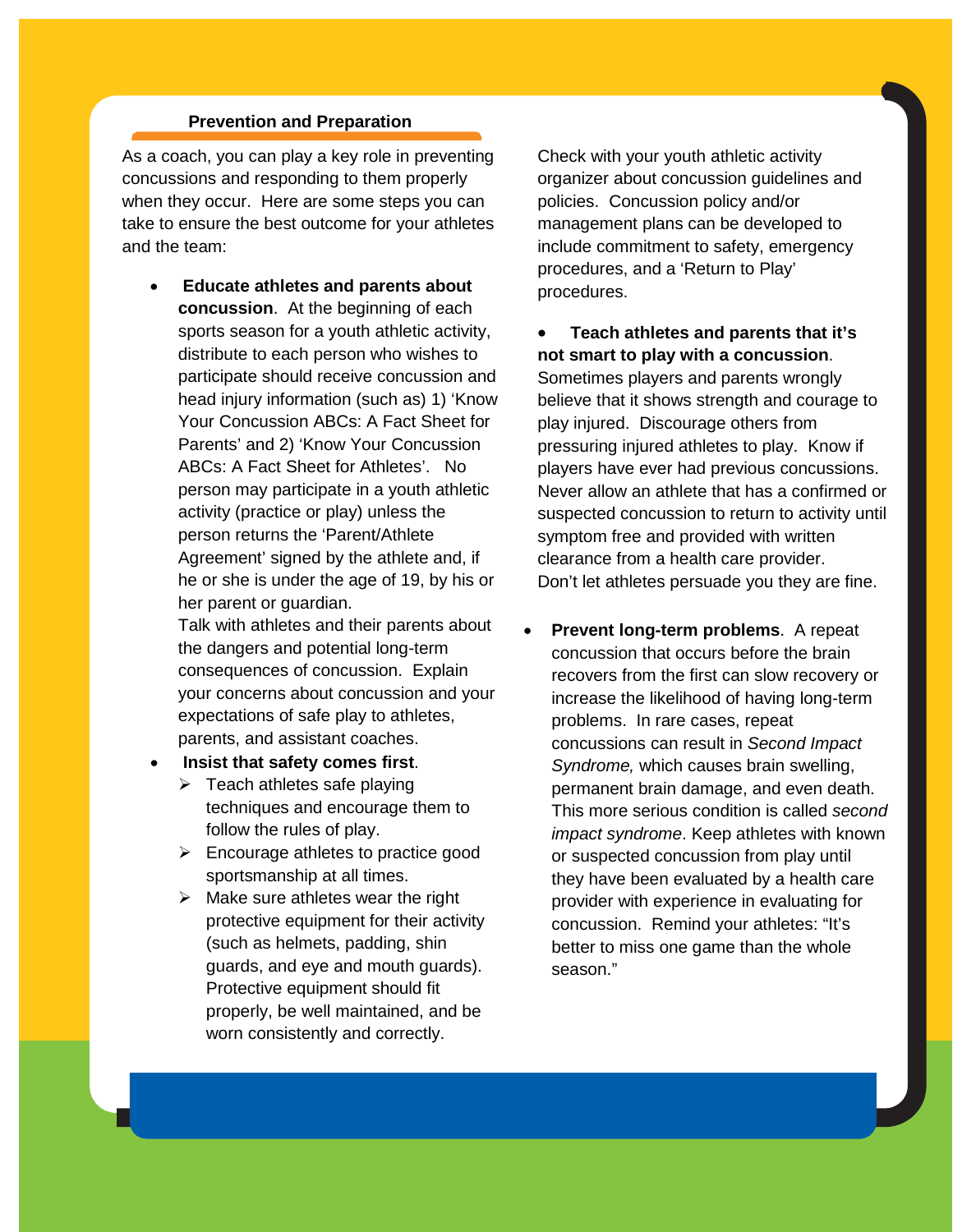## Prevention and Preparation

As a coach, you can play a key role in preventing concussions and responding to them properly when they occur. Here are some steps you can take to ensure the best outcome for your athletes and the team:

- **Educate athletes and parents about concussion**. At the beginning of each sports season for a youth athletic activity, distribute to each person who wishes to participate should receive concussion and head injury information (such as) 1) 'Know Your Concussion ABCs: A Fact Sheet for Parents' and 2) 'Know Your Concussion ABCs: A Fact Sheet for Athletes'. No person may participate in a youth athletic activity (practice or play) unless the person returns the 'Parent/Athlete Agreement' signed by the athlete and, if he or she is under the age of 19, by his or her parent or guardian.
  Talk with athletes and their parents about the dangers and potential long-term consequences of concussion. Explain your concerns about concussion and your expectations of safe play to athletes, parents, and assistant coaches.
- **Insist that safety comes first**.
  - Teach athletes safe playing techniques and encourage them to follow the rules of play.
  - Encourage athletes to practice good sportsmanship at all times.
  - Make sure athletes wear the right protective equipment for their activity (such as helmets, padding, shin guards, and eye and mouth guards). Protective equipment should fit properly, be well maintained, and be worn consistently and correctly.

Check with your youth athletic activity organizer about concussion guidelines and policies. Concussion policy and/or management plans can be developed to include commitment to safety, emergency procedures, and a 'Return to Play' procedures.

- **Teach athletes and parents that it's not smart to play with a concussion**. Sometimes players and parents wrongly believe that it shows strength and courage to play injured. Discourage others from pressuring injured athletes to play. Know if players have ever had previous concussions. Never allow an athlete that has a confirmed or suspected concussion to return to activity until symptom free and provided with written clearance from a health care provider. Don't let athletes persuade you they are fine.

- **Prevent long-term problems**. A repeat concussion that occurs before the brain recovers from the first can slow recovery or increase the likelihood of having long-term problems. In rare cases, repeat concussions can result in *Second Impact Syndrome,* which causes brain swelling, permanent brain damage, and even death. This more serious condition is called *second impact syndrome*. Keep athletes with known or suspected concussion from play until they have been evaluated by a health care provider with experience in evaluating for concussion. Remind your athletes: "It's better to miss one game than the whole season."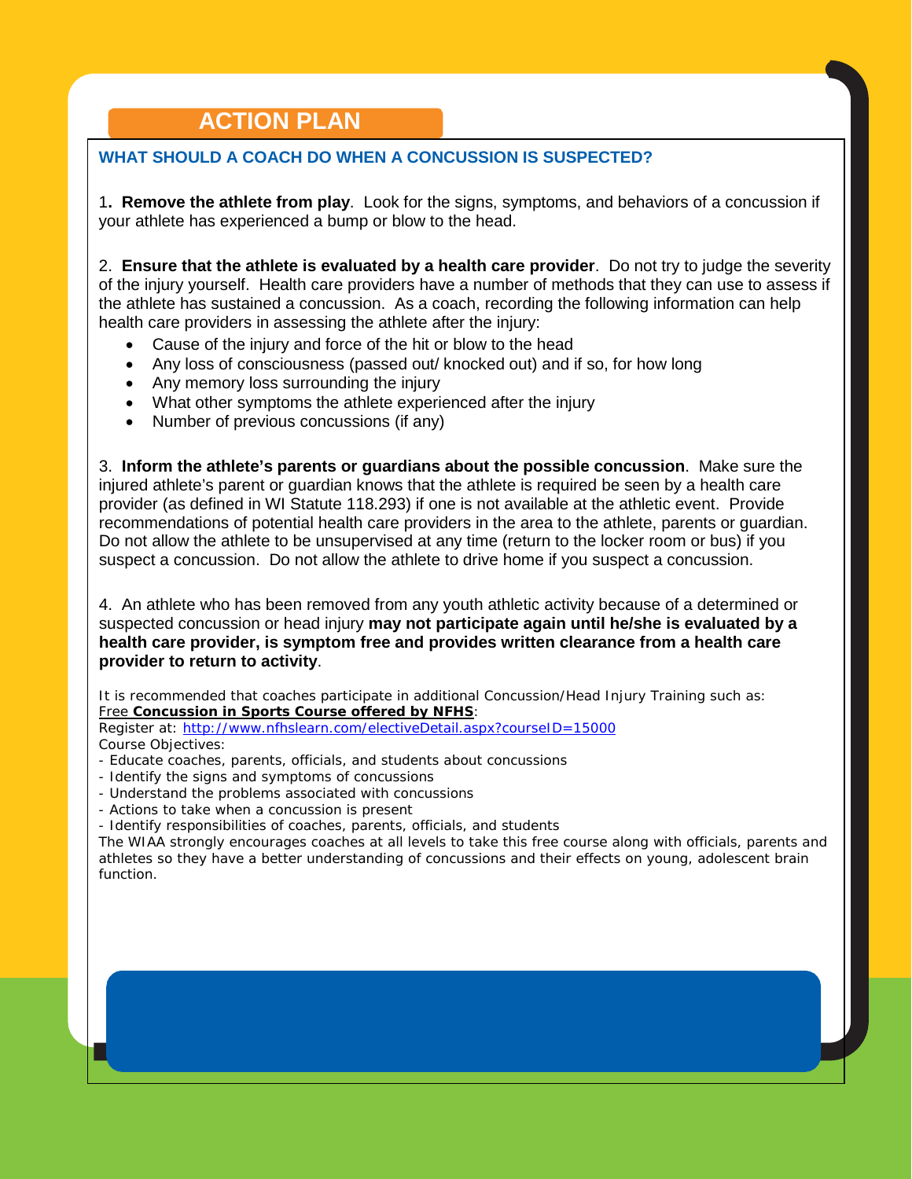## ACTION PLAN

### WHAT SHOULD A COACH DO WHEN A CONCUSSION IS SUSPECTED?

1**. Remove the athlete from play**. Look for the signs, symptoms, and behaviors of a concussion if your athlete has experienced a bump or blow to the head.

2. **Ensure that the athlete is evaluated by a health care provider**. Do not try to judge the severity of the injury yourself. Health care providers have a number of methods that they can use to assess if the athlete has sustained a concussion. As a coach, recording the following information can help health care providers in assessing the athlete after the injury:

- Cause of the injury and force of the hit or blow to the head
- Any loss of consciousness (passed out/ knocked out) and if so, for how long
- Any memory loss surrounding the injury
- What other symptoms the athlete experienced after the injury
- Number of previous concussions (if any)

3. **Inform the athlete's parents or guardians about the possible concussion**. Make sure the injured athlete's parent or guardian knows that the athlete is required be seen by a health care provider (as defined in WI Statute 118.293) if one is not available at the athletic event. Provide recommendations of potential health care providers in the area to the athlete, parents or guardian. Do not allow the athlete to be unsupervised at any time (return to the locker room or bus) if you suspect a concussion. Do not allow the athlete to drive home if you suspect a concussion.

4. An athlete who has been removed from any youth athletic activity because of a determined or suspected concussion or head injury **may not participate again until he/she is evaluated by a health care provider, is symptom free and provides written clearance from a health care provider to return to activity**.

It is recommended that coaches participate in additional Concussion/Head Injury Training such as:
Free **Concussion in Sports Course offered by NFHS**:
Register at: http://www.nfhslearn.com/electiveDetail.aspx?courseID=15000
Course Objectives:
- Educate coaches, parents, officials, and students about concussions
- Identify the signs and symptoms of concussions
- Understand the problems associated with concussions
- Actions to take when a concussion is present
- Identify responsibilities of coaches, parents, officials, and students

The WIAA strongly encourages coaches at all levels to take this free course along with officials, parents and athletes so they have a better understanding of concussions and their effects on young, adolescent brain function.